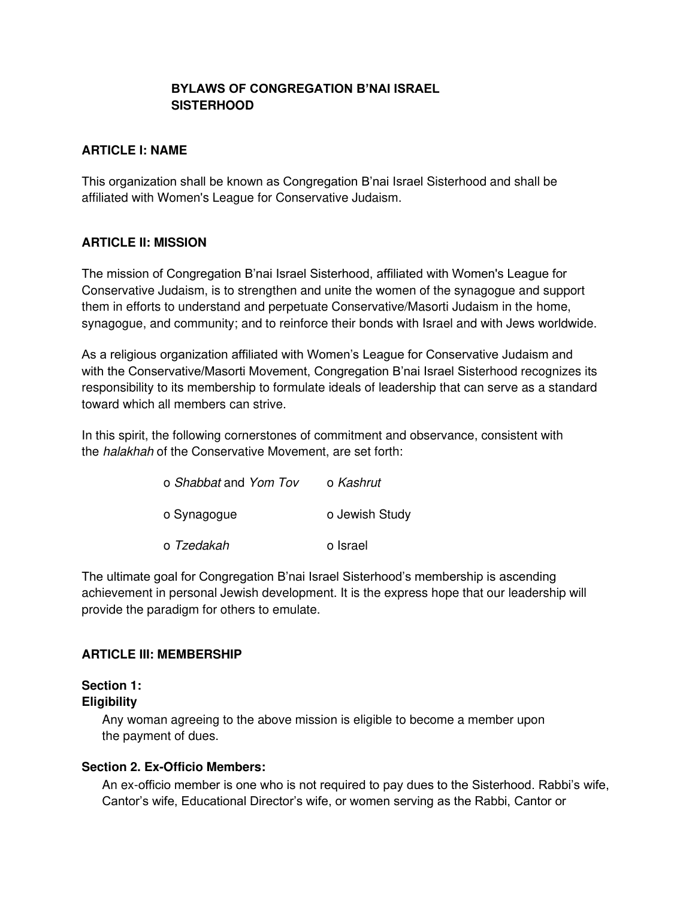# BYLAWS OF CONGREGATION B'NAI ISRAEL SISTERHOOD

## ARTICLE I: NAME

This organization shall be known as Congregation B'nai Israel Sisterhood and shall be affiliated with Women's League for Conservative Judaism.

## ARTICLE II: MISSION

The mission of Congregation B'nai Israel Sisterhood, affiliated with Women's League for Conservative Judaism, is to strengthen and unite the women of the synagogue and support them in efforts to understand and perpetuate Conservative/Masorti Judaism in the home, synagogue, and community; and to reinforce their bonds with Israel and with Jews worldwide.

As a religious organization affiliated with Women's League for Conservative Judaism and with the Conservative/Masorti Movement, Congregation B'nai Israel Sisterhood recognizes its responsibility to its membership to formulate ideals of leadership that can serve as a standard toward which all members can strive.

In this spirit, the following cornerstones of commitment and observance, consistent with the *halakhah* of the Conservative Movement, are set forth:

- *Shabbat* and *Yom Tov*
- *Kashrut*
- Synagogue
- Jewish Study
- *Tzedakah*
- Israel

The ultimate goal for Congregation B'nai Israel Sisterhood's membership is ascending achievement in personal Jewish development. It is the express hope that our leadership will provide the paradigm for others to emulate.

## ARTICLE III: MEMBERSHIP

### Section 1: Eligibility

Any woman agreeing to the above mission is eligible to become a member upon the payment of dues.

### Section 2. Ex-Officio Members:

An ex-officio member is one who is not required to pay dues to the Sisterhood. Rabbi's wife, Cantor's wife, Educational Director's wife, or women serving as the Rabbi, Cantor or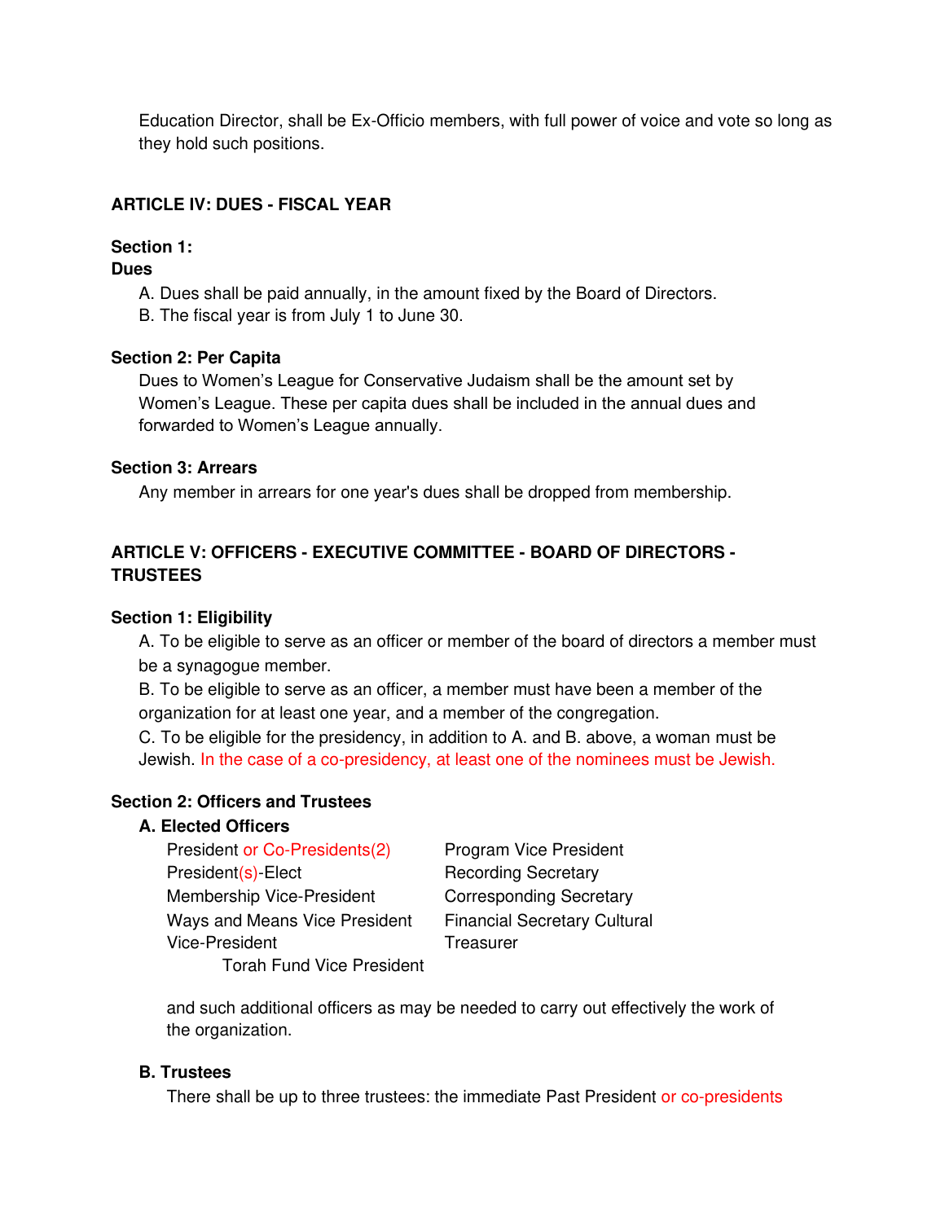Education Director, shall be Ex-Officio members, with full power of voice and vote so long as they hold such positions.

## ARTICLE IV: DUES - FISCAL YEAR

**Section 1:**
**Dues**

A. Dues shall be paid annually, in the amount fixed by the Board of Directors.
B. The fiscal year is from July 1 to June 30.

**Section 2: Per Capita**

Dues to Women's League for Conservative Judaism shall be the amount set by Women's League. These per capita dues shall be included in the annual dues and forwarded to Women's League annually.

**Section 3: Arrears**

Any member in arrears for one year's dues shall be dropped from membership.

## ARTICLE V: OFFICERS - EXECUTIVE COMMITTEE - BOARD OF DIRECTORS - TRUSTEES

**Section 1: Eligibility**

A. To be eligible to serve as an officer or member of the board of directors a member must be a synagogue member.
B. To be eligible to serve as an officer, a member must have been a member of the organization for at least one year, and a member of the congregation.
C. To be eligible for the presidency, in addition to A. and B. above, a woman must be Jewish. In the case of a co-presidency, at least one of the nominees must be Jewish.

**Section 2: Officers and Trustees**

**A. Elected Officers**

President or Co-Presidents(2)
President(s)-Elect
Membership Vice-President
Ways and Means Vice President
Cultural Vice-President
Torah Fund Vice President
Program Vice President
Recording Secretary
Corresponding Secretary
Financial Secretary
Treasurer

and such additional officers as may be needed to carry out effectively the work of the organization.

**B. Trustees**

There shall be up to three trustees: the immediate Past President or co-presidents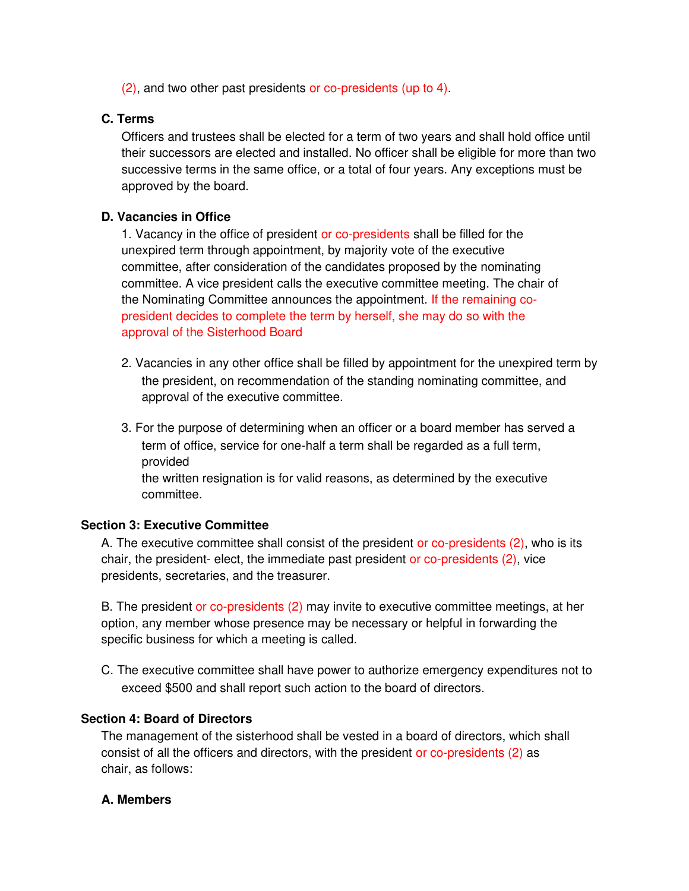(2), and two other past presidents or co-presidents (up to 4).

**C. Terms**

Officers and trustees shall be elected for a term of two years and shall hold office until their successors are elected and installed. No officer shall be eligible for more than two successive terms in the same office, or a total of four years. Any exceptions must be approved by the board.

**D. Vacancies in Office**

1. Vacancy in the office of president or co-presidents shall be filled for the unexpired term through appointment, by majority vote of the executive committee, after consideration of the candidates proposed by the nominating committee. A vice president calls the executive committee meeting. The chair of the Nominating Committee announces the appointment. If the remaining co-president decides to complete the term by herself, she may do so with the approval of the Sisterhood Board

2. Vacancies in any other office shall be filled by appointment for the unexpired term by the president, on recommendation of the standing nominating committee, and approval of the executive committee.

3. For the purpose of determining when an officer or a board member has served a term of office, service for one-half a term shall be regarded as a full term, provided the written resignation is for valid reasons, as determined by the executive committee.

**Section 3: Executive Committee**

A. The executive committee shall consist of the president or co-presidents (2), who is its chair, the president- elect, the immediate past president or co-presidents (2), vice presidents, secretaries, and the treasurer.

B. The president or co-presidents (2) may invite to executive committee meetings, at her option, any member whose presence may be necessary or helpful in forwarding the specific business for which a meeting is called.

C. The executive committee shall have power to authorize emergency expenditures not to exceed $500 and shall report such action to the board of directors.

**Section 4: Board of Directors**

The management of the sisterhood shall be vested in a board of directors, which shall consist of all the officers and directors, with the president or co-presidents (2) as chair, as follows:

**A. Members**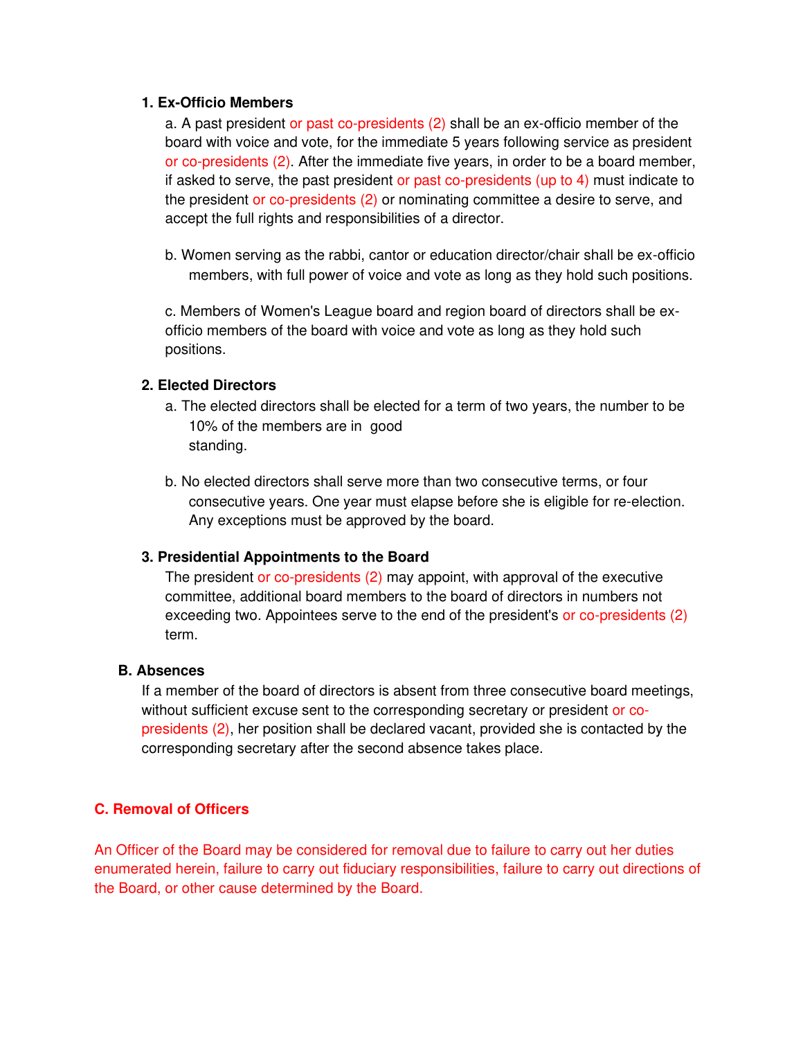**1. Ex-Officio Members**

a. A past president or past co-presidents (2) shall be an ex-officio member of the board with voice and vote, for the immediate 5 years following service as president or co-presidents (2). After the immediate five years, in order to be a board member, if asked to serve, the past president or past co-presidents (up to 4) must indicate to the president or co-presidents (2) or nominating committee a desire to serve, and accept the full rights and responsibilities of a director.

b. Women serving as the rabbi, cantor or education director/chair shall be ex-officio members, with full power of voice and vote as long as they hold such positions.

c. Members of Women's League board and region board of directors shall be ex-officio members of the board with voice and vote as long as they hold such positions.

**2. Elected Directors**

a. The elected directors shall be elected for a term of two years, the number to be 10% of the members are in good standing.

b. No elected directors shall serve more than two consecutive terms, or four consecutive years. One year must elapse before she is eligible for re-election. Any exceptions must be approved by the board.

**3. Presidential Appointments to the Board**

The president or co-presidents (2) may appoint, with approval of the executive committee, additional board members to the board of directors in numbers not exceeding two. Appointees serve to the end of the president's or co-presidents (2) term.

**B. Absences**

If a member of the board of directors is absent from three consecutive board meetings, without sufficient excuse sent to the corresponding secretary or president or co-presidents (2), her position shall be declared vacant, provided she is contacted by the corresponding secretary after the second absence takes place.

**C. Removal of Officers**

An Officer of the Board may be considered for removal due to failure to carry out her duties enumerated herein, failure to carry out fiduciary responsibilities, failure to carry out directions of the Board, or other cause determined by the Board.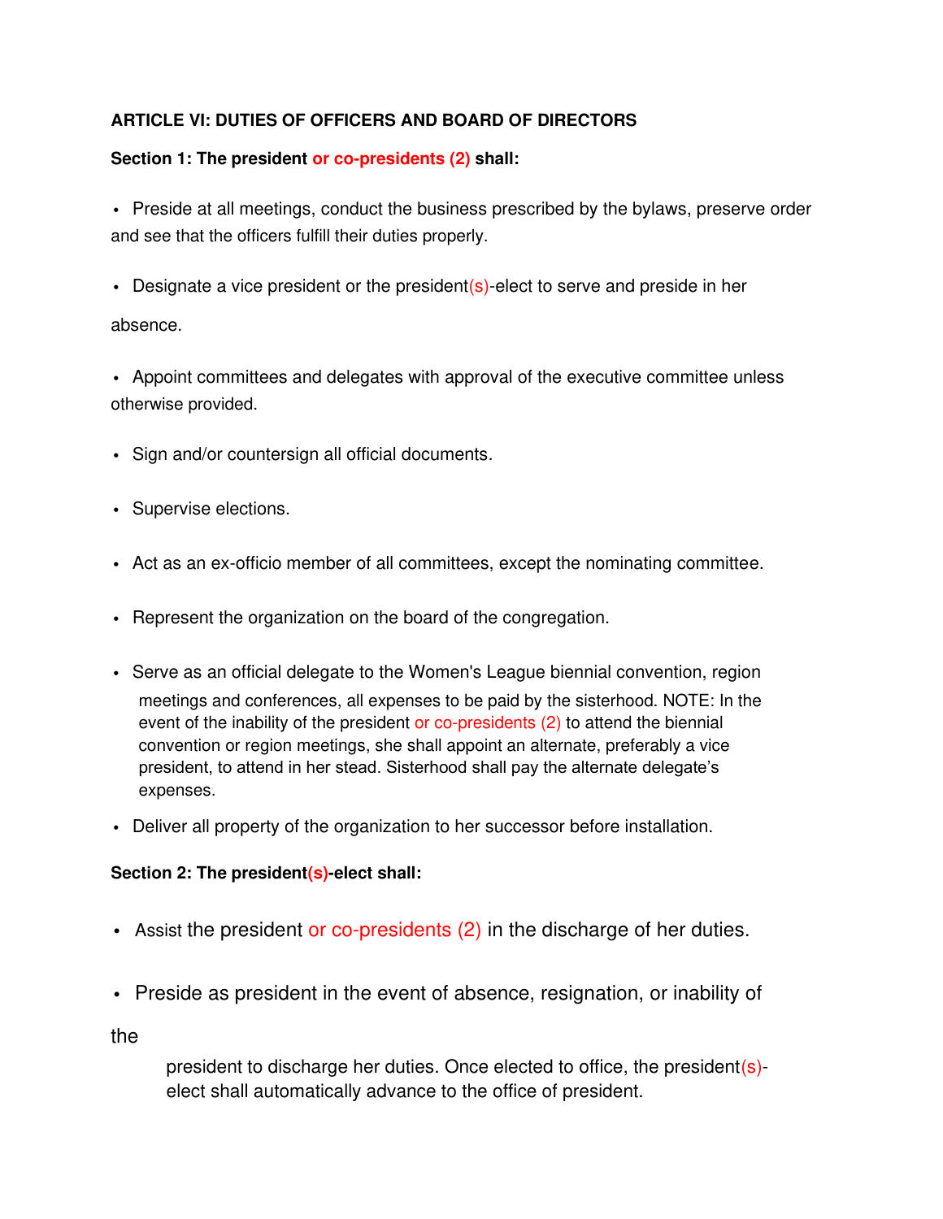**ARTICLE VI: DUTIES OF OFFICERS AND BOARD OF DIRECTORS**

**Section 1: The president or co-presidents (2) shall:**

- Preside at all meetings, conduct the business prescribed by the bylaws, preserve order and see that the officers fulfill their duties properly.
- Designate a vice president or the president(s)-elect to serve and preside in her absence.
- Appoint committees and delegates with approval of the executive committee unless otherwise provided.
- Sign and/or countersign all official documents.
- Supervise elections.
- Act as an ex-officio member of all committees, except the nominating committee.
- Represent the organization on the board of the congregation.
- Serve as an official delegate to the Women's League biennial convention, region meetings and conferences, all expenses to be paid by the sisterhood. NOTE: In the event of the inability of the president or co-presidents (2) to attend the biennial convention or region meetings, she shall appoint an alternate, preferably a vice president, to attend in her stead. Sisterhood shall pay the alternate delegate's expenses.
- Deliver all property of the organization to her successor before installation.

**Section 2: The president(s)-elect shall:**

- Assist the president or co-presidents (2) in the discharge of her duties.
- Preside as president in the event of absence, resignation, or inability of the president to discharge her duties. Once elected to office, the president(s)-elect shall automatically advance to the office of president.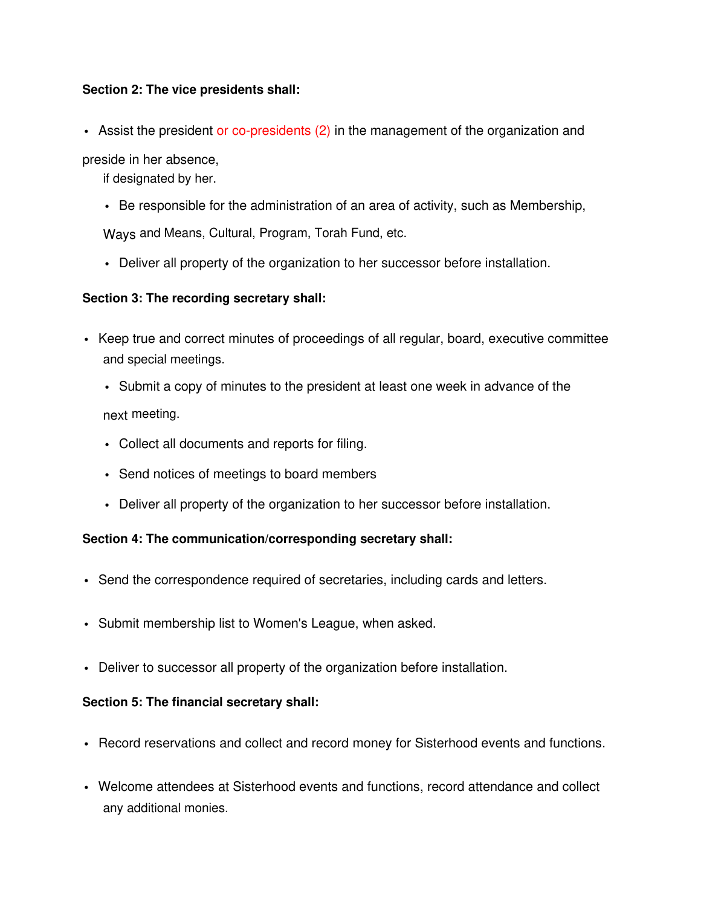**Section 2: The vice presidents shall:**

- Assist the president or co-presidents (2) in the management of the organization and preside in her absence, if designated by her.
- Be responsible for the administration of an area of activity, such as Membership, Ways and Means, Cultural, Program, Torah Fund, etc.
- Deliver all property of the organization to her successor before installation.

**Section 3: The recording secretary shall:**

- Keep true and correct minutes of proceedings of all regular, board, executive committee and special meetings.
- Submit a copy of minutes to the president at least one week in advance of the next meeting.
- Collect all documents and reports for filing.
- Send notices of meetings to board members
- Deliver all property of the organization to her successor before installation.

**Section 4: The communication/corresponding secretary shall:**

- Send the correspondence required of secretaries, including cards and letters.
- Submit membership list to Women's League, when asked.
- Deliver to successor all property of the organization before installation.

**Section 5: The financial secretary shall:**

- Record reservations and collect and record money for Sisterhood events and functions.
- Welcome attendees at Sisterhood events and functions, record attendance and collect any additional monies.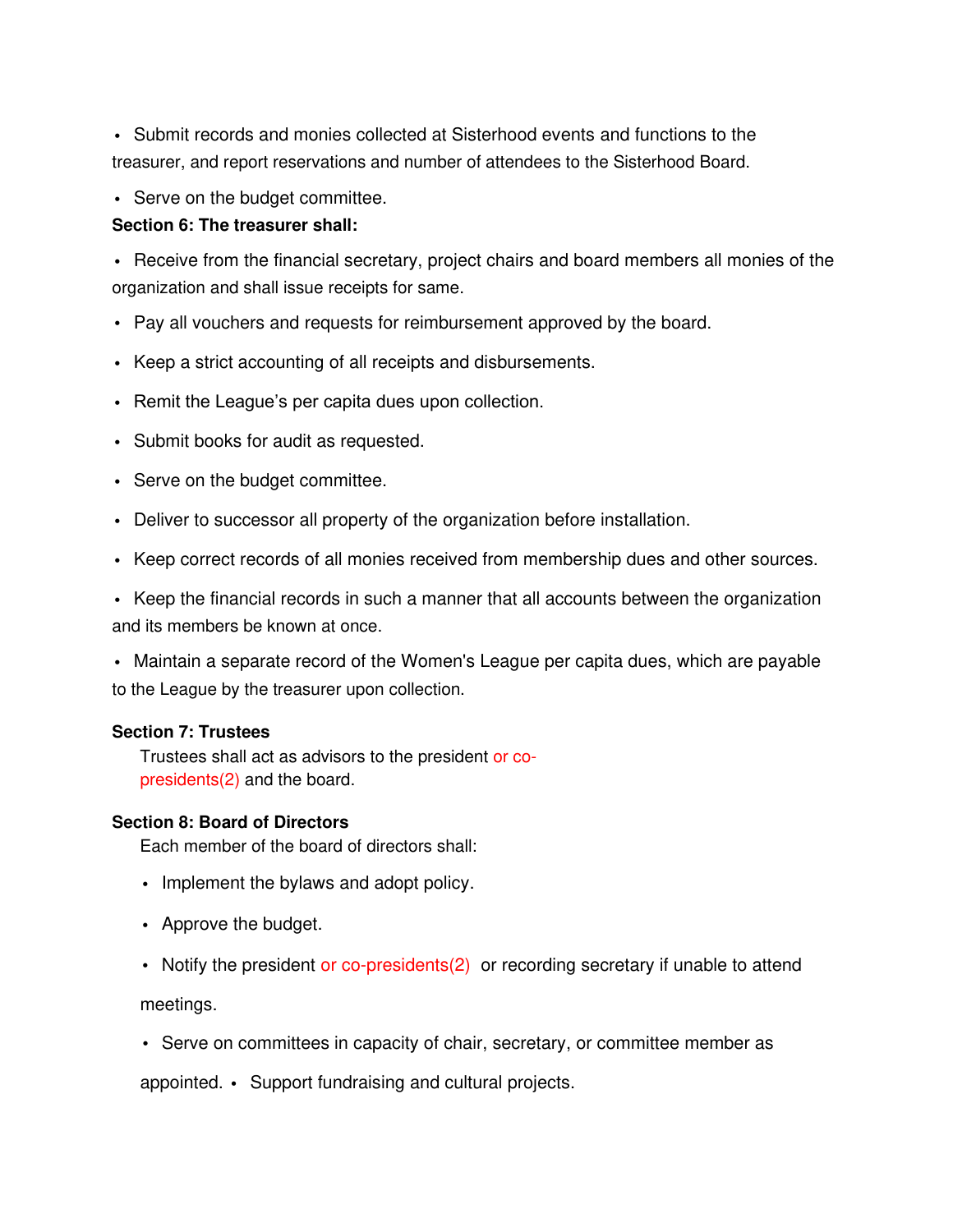- Submit records and monies collected at Sisterhood events and functions to the treasurer, and report reservations and number of attendees to the Sisterhood Board.
- Serve on the budget committee.

**Section 6: The treasurer shall:**

- Receive from the financial secretary, project chairs and board members all monies of the organization and shall issue receipts for same.
- Pay all vouchers and requests for reimbursement approved by the board.
- Keep a strict accounting of all receipts and disbursements.
- Remit the League's per capita dues upon collection.
- Submit books for audit as requested.
- Serve on the budget committee.
- Deliver to successor all property of the organization before installation.
- Keep correct records of all monies received from membership dues and other sources.
- Keep the financial records in such a manner that all accounts between the organization and its members be known at once.
- Maintain a separate record of the Women's League per capita dues, which are payable to the League by the treasurer upon collection.

**Section 7: Trustees**

Trustees shall act as advisors to the president or co-presidents(2) and the board.

**Section 8: Board of Directors**

Each member of the board of directors shall:

- Implement the bylaws and adopt policy.
- Approve the budget.
- Notify the president or co-presidents(2) or recording secretary if unable to attend meetings.
- Serve on committees in capacity of chair, secretary, or committee member as appointed.
- Support fundraising and cultural projects.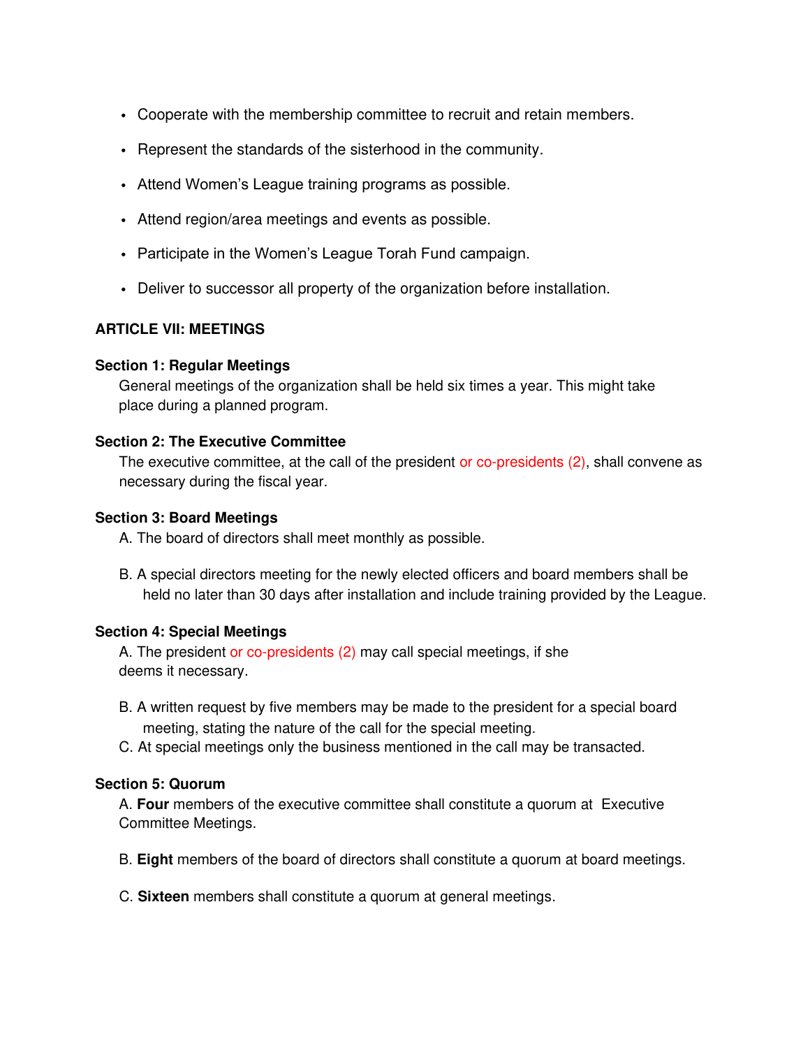- Cooperate with the membership committee to recruit and retain members.
- Represent the standards of the sisterhood in the community.
- Attend Women's League training programs as possible.
- Attend region/area meetings and events as possible.
- Participate in the Women's League Torah Fund campaign.
- Deliver to successor all property of the organization before installation.

**ARTICLE VII: MEETINGS**

**Section 1: Regular Meetings**

General meetings of the organization shall be held six times a year. This might take place during a planned program.

**Section 2: The Executive Committee**

The executive committee, at the call of the president or co-presidents (2), shall convene as necessary during the fiscal year.

**Section 3: Board Meetings**

A. The board of directors shall meet monthly as possible.

B. A special directors meeting for the newly elected officers and board members shall be held no later than 30 days after installation and include training provided by the League.

**Section 4: Special Meetings**

A. The president or co-presidents (2) may call special meetings, if she deems it necessary.

B. A written request by five members may be made to the president for a special board meeting, stating the nature of the call for the special meeting.

C. At special meetings only the business mentioned in the call may be transacted.

**Section 5: Quorum**

A. **Four** members of the executive committee shall constitute a quorum at Executive Committee Meetings.

B. **Eight** members of the board of directors shall constitute a quorum at board meetings.

C. **Sixteen** members shall constitute a quorum at general meetings.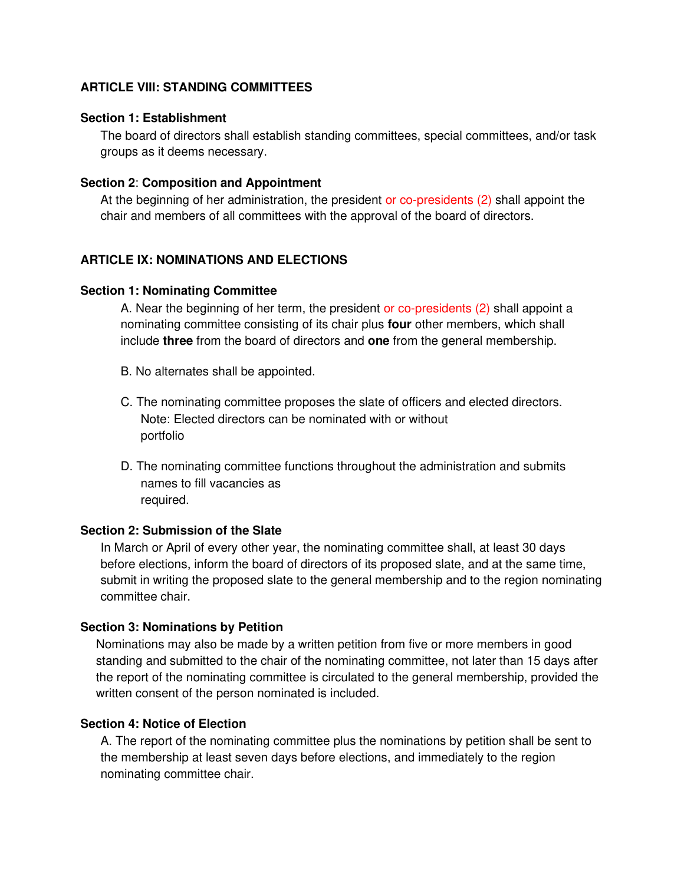## ARTICLE VIII: STANDING COMMITTEES

### Section 1: Establishment

The board of directors shall establish standing committees, special committees, and/or task groups as it deems necessary.

### Section 2: Composition and Appointment

At the beginning of her administration, the president or co-presidents (2) shall appoint the chair and members of all committees with the approval of the board of directors.

## ARTICLE IX: NOMINATIONS AND ELECTIONS

### Section 1: Nominating Committee

A. Near the beginning of her term, the president or co-presidents (2) shall appoint a nominating committee consisting of its chair plus **four** other members, which shall include **three** from the board of directors and **one** from the general membership.

B. No alternates shall be appointed.

C. The nominating committee proposes the slate of officers and elected directors.
Note: Elected directors can be nominated with or without portfolio

D. The nominating committee functions throughout the administration and submits names to fill vacancies as required.

### Section 2: Submission of the Slate

In March or April of every other year, the nominating committee shall, at least 30 days before elections, inform the board of directors of its proposed slate, and at the same time, submit in writing the proposed slate to the general membership and to the region nominating committee chair.

### Section 3: Nominations by Petition

Nominations may also be made by a written petition from five or more members in good standing and submitted to the chair of the nominating committee, not later than 15 days after the report of the nominating committee is circulated to the general membership, provided the written consent of the person nominated is included.

### Section 4: Notice of Election

A. The report of the nominating committee plus the nominations by petition shall be sent to the membership at least seven days before elections, and immediately to the region nominating committee chair.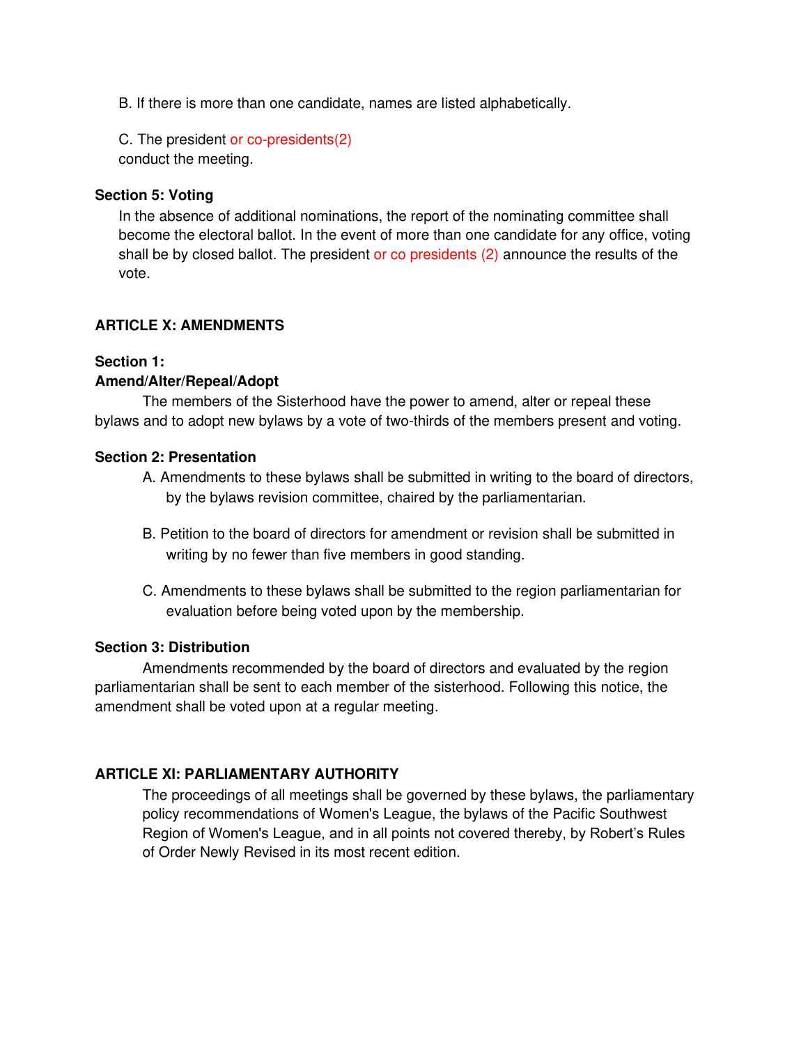B. If there is more than one candidate, names are listed alphabetically.

C. The president or co-presidents(2)
conduct the meeting.

**Section 5: Voting**

In the absence of additional nominations, the report of the nominating committee shall become the electoral ballot. In the event of more than one candidate for any office, voting shall be by closed ballot. The president or co presidents (2) announce the results of the vote.

## ARTICLE X: AMENDMENTS

**Section 1:**
**Amend/Alter/Repeal/Adopt**

The members of the Sisterhood have the power to amend, alter or repeal these bylaws and to adopt new bylaws by a vote of two-thirds of the members present and voting.

**Section 2: Presentation**

A. Amendments to these bylaws shall be submitted in writing to the board of directors, by the bylaws revision committee, chaired by the parliamentarian.

B. Petition to the board of directors for amendment or revision shall be submitted in writing by no fewer than five members in good standing.

C. Amendments to these bylaws shall be submitted to the region parliamentarian for evaluation before being voted upon by the membership.

**Section 3: Distribution**

Amendments recommended by the board of directors and evaluated by the region parliamentarian shall be sent to each member of the sisterhood. Following this notice, the amendment shall be voted upon at a regular meeting.

## ARTICLE XI: PARLIAMENTARY AUTHORITY

The proceedings of all meetings shall be governed by these bylaws, the parliamentary policy recommendations of Women's League, the bylaws of the Pacific Southwest Region of Women's League, and in all points not covered thereby, by Robert's Rules of Order Newly Revised in its most recent edition.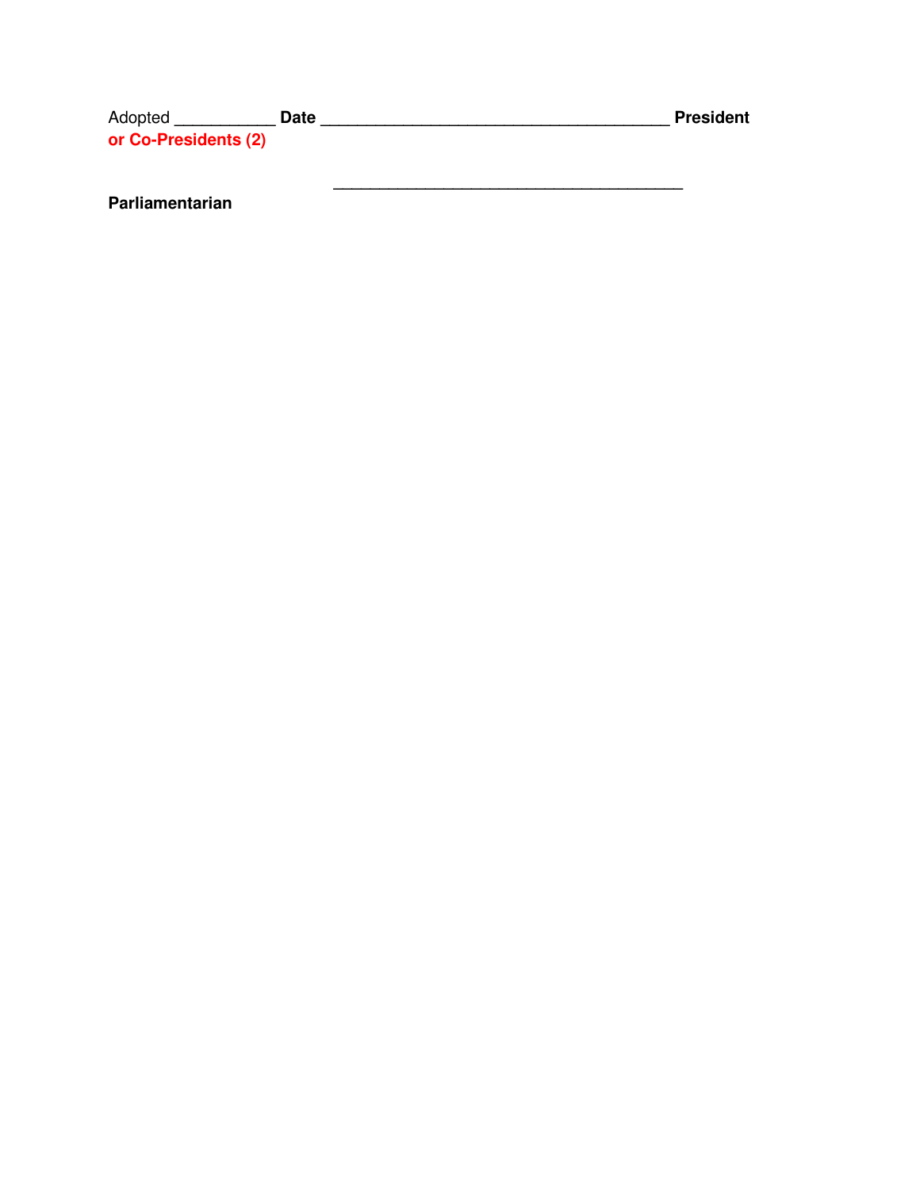Adopted ___________ **Date** ______________________________________ **President**
**or Co-Presidents (2)**

______________________________________

**Parliamentarian**